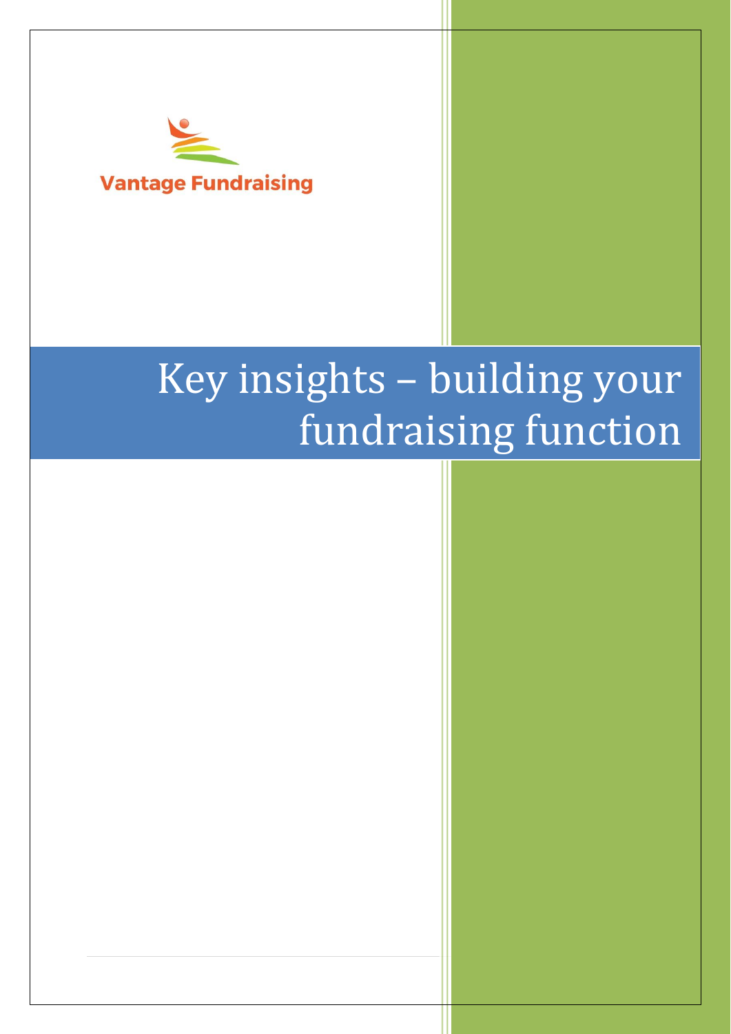Vantage Fundraising

# Key insights – building your fundraising function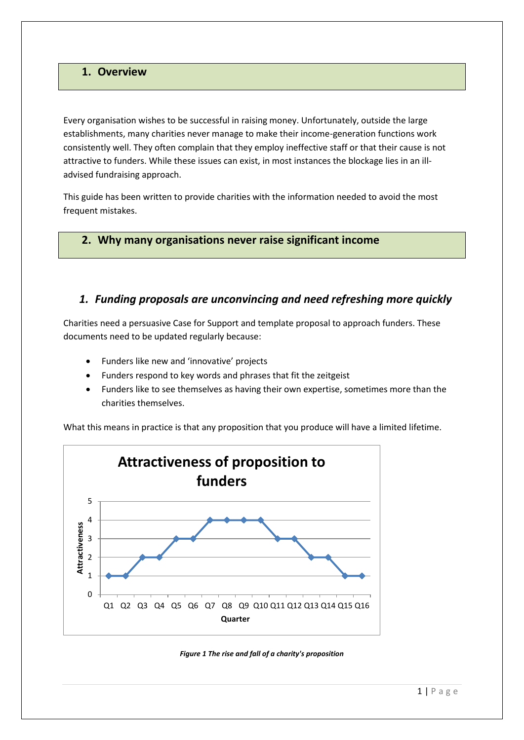## 1. Overview

Every organisation wishes to be successful in raising money. Unfortunately, outside the large establishments, many charities never manage to make their income-generation functions work consistently well. They often complain that they employ ineffective staff or that their cause is not attractive to funders. While these issues can exist, in most instances the blockage lies in an ill-advised fundraising approach.

This guide has been written to provide charities with the information needed to avoid the most frequent mistakes.

## 2. Why many organisations never raise significant income

### *1. Funding proposals are unconvincing and need refreshing more quickly*

Charities need a persuasive Case for Support and template proposal to approach funders. These documents need to be updated regularly because:

- Funders like new and 'innovative' projects
- Funders respond to key words and phrases that fit the zeitgeist
- Funders like to see themselves as having their own expertise, sometimes more than the charities themselves.

What this means in practice is that any proposition that you produce will have a limited lifetime.

**Attractiveness of proposition to funders**

| Quarter | Q1 | Q2 | Q3 | Q4 | Q5 | Q6 | Q7 | Q8 | Q9 | Q10 | Q11 | Q12 | Q13 | Q14 | Q15 | Q16 |
|---|---|---|---|---|---|---|---|---|---|---|---|---|---|---|---|---|
| Attractiveness | 1 | 1 | 2 | 2 | 3 | 3 | 4 | 4 | 4 | 4 | 3 | 3 | 2 | 2 | 1 | 1 |

***Figure 1 The rise and fall of a charity's proposition***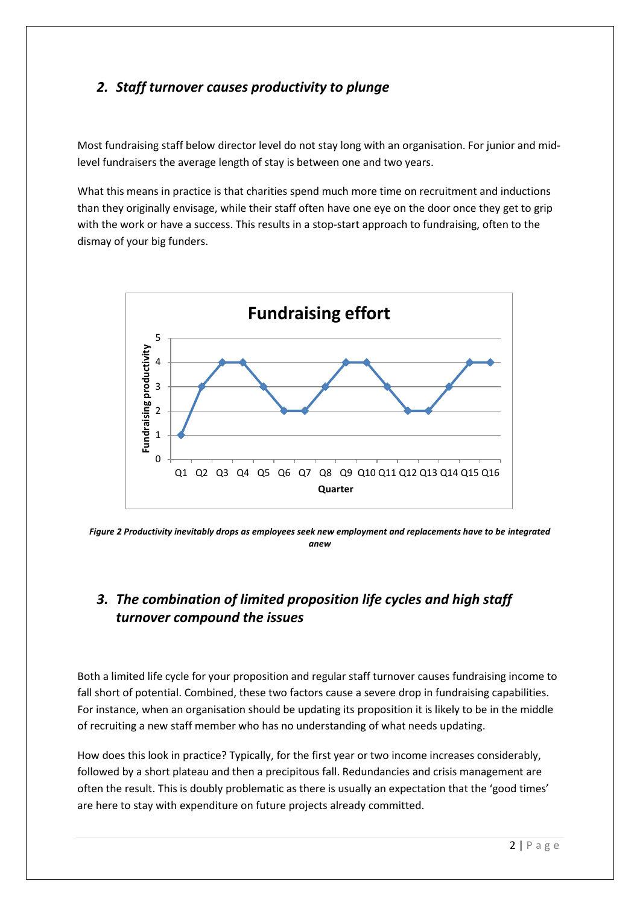## *2. Staff turnover causes productivity to plunge*

Most fundraising staff below director level do not stay long with an organisation. For junior and mid-level fundraisers the average length of stay is between one and two years.

What this means in practice is that charities spend much more time on recruitment and inductions than they originally envisage, while their staff often have one eye on the door once they get to grip with the work or have a success. This results in a stop-start approach to fundraising, often to the dismay of your big funders.

***Figure 2 Productivity inevitably drops as employees seek new employment and replacements have to be integrated anew***

## *3. The combination of limited proposition life cycles and high staff turnover compound the issues*

Both a limited life cycle for your proposition and regular staff turnover causes fundraising income to fall short of potential. Combined, these two factors cause a severe drop in fundraising capabilities. For instance, when an organisation should be updating its proposition it is likely to be in the middle of recruiting a new staff member who has no understanding of what needs updating.

How does this look in practice? Typically, for the first year or two income increases considerably, followed by a short plateau and then a precipitous fall. Redundancies and crisis management are often the result. This is doubly problematic as there is usually an expectation that the 'good times' are here to stay with expenditure on future projects already committed.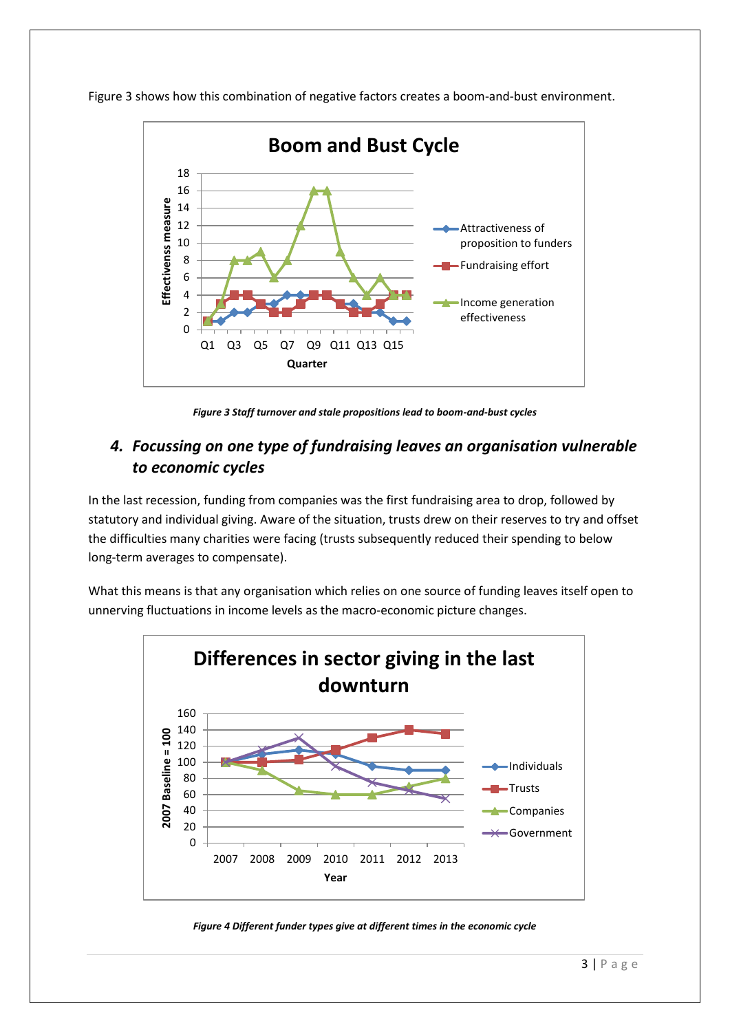Figure 3 shows how this combination of negative factors creates a boom-and-bust environment.

*Figure 3 Staff turnover and stale propositions lead to boom-and-bust cycles*

## *4. Focussing on one type of fundraising leaves an organisation vulnerable to economic cycles*

In the last recession, funding from companies was the first fundraising area to drop, followed by statutory and individual giving. Aware of the situation, trusts drew on their reserves to try and offset the difficulties many charities were facing (trusts subsequently reduced their spending to below long-term averages to compensate).

What this means is that any organisation which relies on one source of funding leaves itself open to unnerving fluctuations in income levels as the macro-economic picture changes.

*Figure 4 Different funder types give at different times in the economic cycle*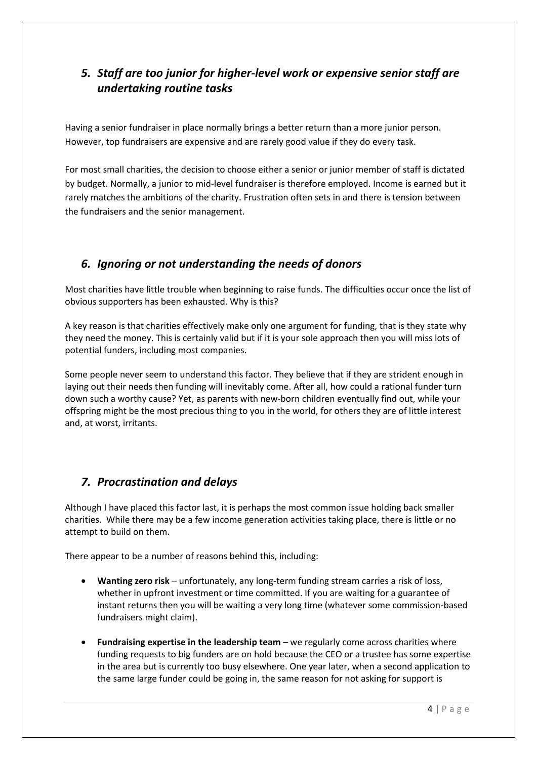## *5. Staff are too junior for higher-level work or expensive senior staff are undertaking routine tasks*

Having a senior fundraiser in place normally brings a better return than a more junior person. However, top fundraisers are expensive and are rarely good value if they do every task.

For most small charities, the decision to choose either a senior or junior member of staff is dictated by budget. Normally, a junior to mid-level fundraiser is therefore employed. Income is earned but it rarely matches the ambitions of the charity. Frustration often sets in and there is tension between the fundraisers and the senior management.

## *6. Ignoring or not understanding the needs of donors*

Most charities have little trouble when beginning to raise funds. The difficulties occur once the list of obvious supporters has been exhausted. Why is this?

A key reason is that charities effectively make only one argument for funding, that is they state why they need the money. This is certainly valid but if it is your sole approach then you will miss lots of potential funders, including most companies.

Some people never seem to understand this factor. They believe that if they are strident enough in laying out their needs then funding will inevitably come. After all, how could a rational funder turn down such a worthy cause? Yet, as parents with new-born children eventually find out, while your offspring might be the most precious thing to you in the world, for others they are of little interest and, at worst, irritants.

## *7. Procrastination and delays*

Although I have placed this factor last, it is perhaps the most common issue holding back smaller charities. While there may be a few income generation activities taking place, there is little or no attempt to build on them.

There appear to be a number of reasons behind this, including:

- **Wanting zero risk** – unfortunately, any long-term funding stream carries a risk of loss, whether in upfront investment or time committed. If you are waiting for a guarantee of instant returns then you will be waiting a very long time (whatever some commission-based fundraisers might claim).
- **Fundraising expertise in the leadership team** – we regularly come across charities where funding requests to big funders are on hold because the CEO or a trustee has some expertise in the area but is currently too busy elsewhere. One year later, when a second application to the same large funder could be going in, the same reason for not asking for support is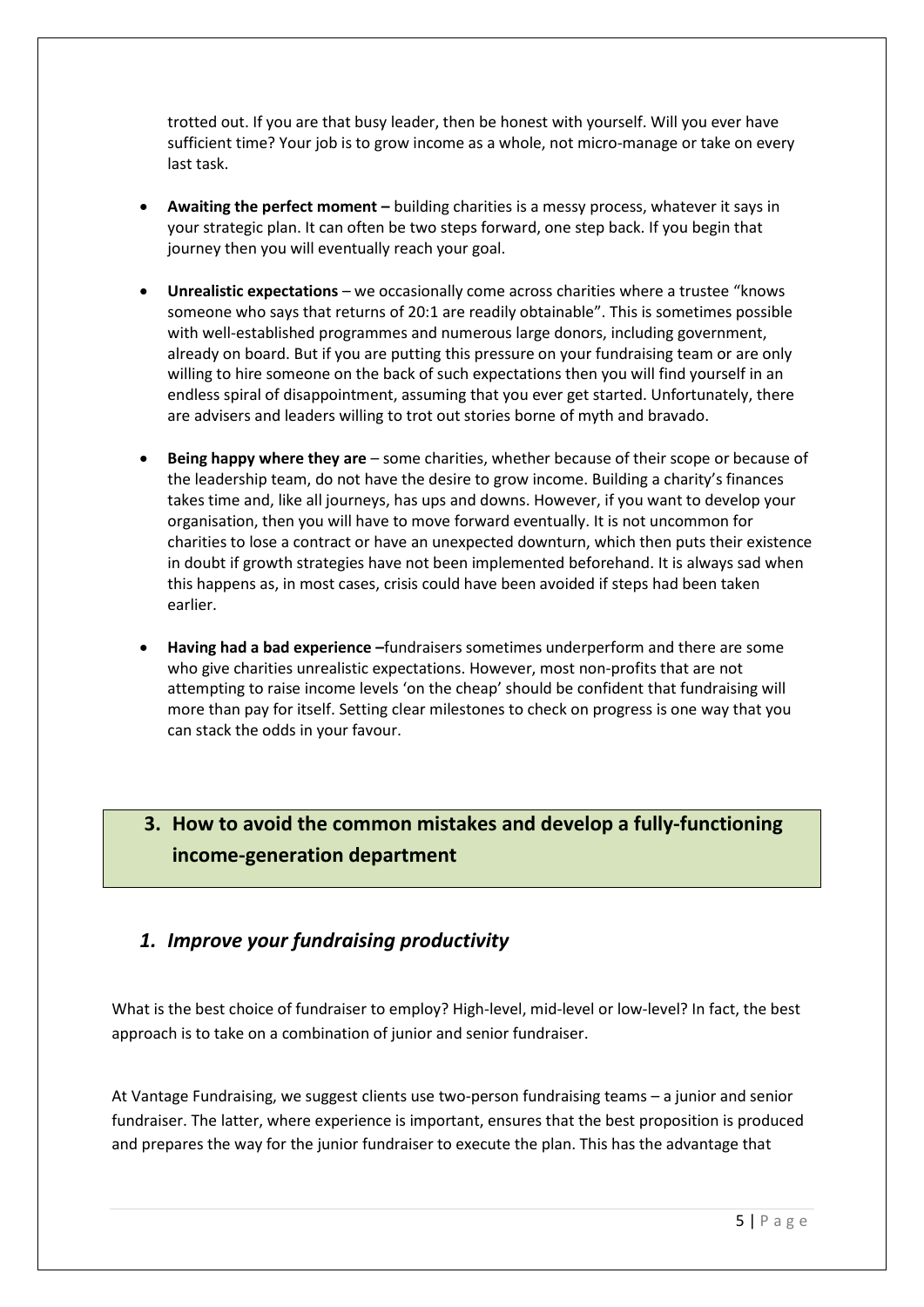trotted out. If you are that busy leader, then be honest with yourself. Will you ever have sufficient time? Your job is to grow income as a whole, not micro-manage or take on every last task.

- **Awaiting the perfect moment –** building charities is a messy process, whatever it says in your strategic plan. It can often be two steps forward, one step back. If you begin that journey then you will eventually reach your goal.

- **Unrealistic expectations** – we occasionally come across charities where a trustee "knows someone who says that returns of 20:1 are readily obtainable". This is sometimes possible with well-established programmes and numerous large donors, including government, already on board. But if you are putting this pressure on your fundraising team or are only willing to hire someone on the back of such expectations then you will find yourself in an endless spiral of disappointment, assuming that you ever get started. Unfortunately, there are advisers and leaders willing to trot out stories borne of myth and bravado.

- **Being happy where they are** – some charities, whether because of their scope or because of the leadership team, do not have the desire to grow income. Building a charity's finances takes time and, like all journeys, has ups and downs. However, if you want to develop your organisation, then you will have to move forward eventually. It is not uncommon for charities to lose a contract or have an unexpected downturn, which then puts their existence in doubt if growth strategies have not been implemented beforehand. It is always sad when this happens as, in most cases, crisis could have been avoided if steps had been taken earlier.

- **Having had a bad experience –**fundraisers sometimes underperform and there are some who give charities unrealistic expectations. However, most non-profits that are not attempting to raise income levels 'on the cheap' should be confident that fundraising will more than pay for itself. Setting clear milestones to check on progress is one way that you can stack the odds in your favour.

## 3. How to avoid the common mistakes and develop a fully-functioning income-generation department

### *1. Improve your fundraising productivity*

What is the best choice of fundraiser to employ? High-level, mid-level or low-level? In fact, the best approach is to take on a combination of junior and senior fundraiser.

At Vantage Fundraising, we suggest clients use two-person fundraising teams – a junior and senior fundraiser. The latter, where experience is important, ensures that the best proposition is produced and prepares the way for the junior fundraiser to execute the plan. This has the advantage that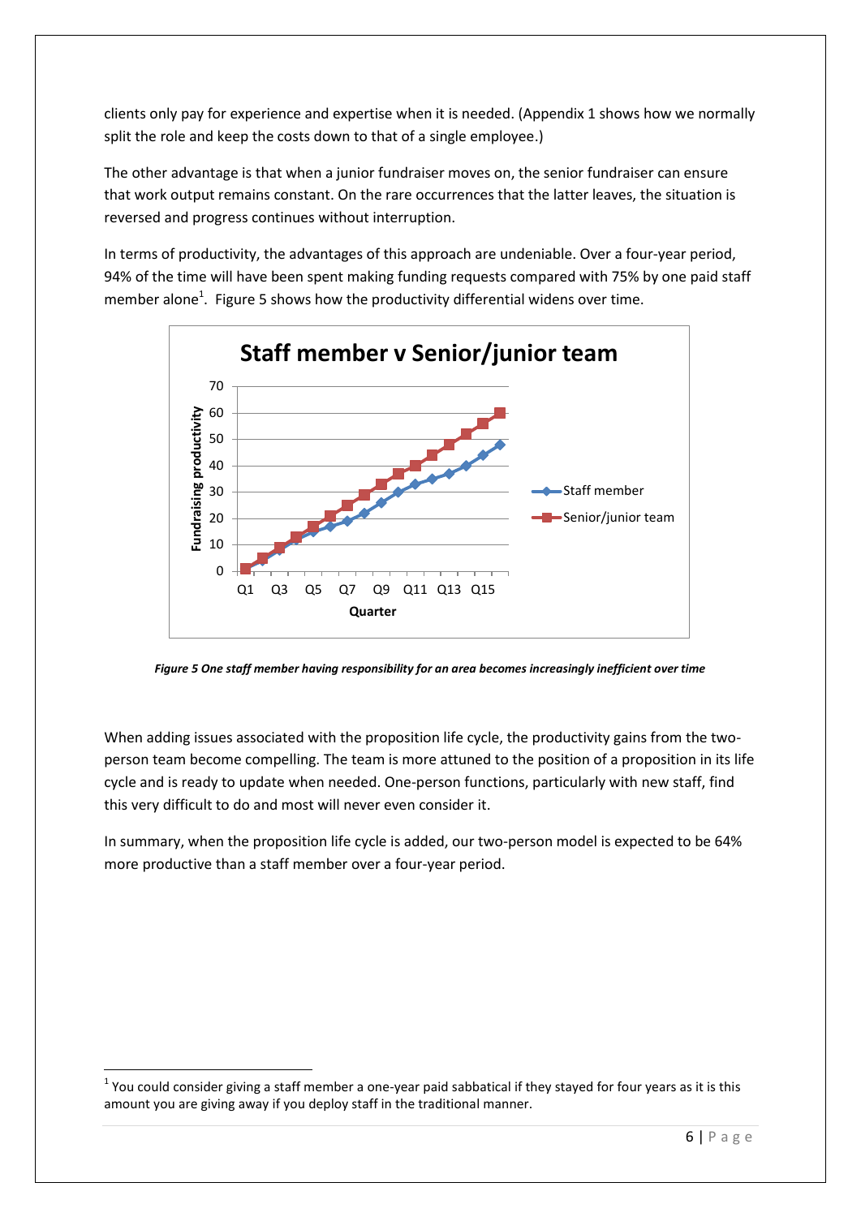clients only pay for experience and expertise when it is needed. (Appendix 1 shows how we normally split the role and keep the costs down to that of a single employee.)

The other advantage is that when a junior fundraiser moves on, the senior fundraiser can ensure that work output remains constant. On the rare occurrences that the latter leaves, the situation is reversed and progress continues without interruption.

In terms of productivity, the advantages of this approach are undeniable. Over a four-year period, 94% of the time will have been spent making funding requests compared with 75% by one paid staff member alone[1]. Figure 5 shows how the productivity differential widens over time.

***Figure 5 One staff member having responsibility for an area becomes increasingly inefficient over time***

When adding issues associated with the proposition life cycle, the productivity gains from the two-person team become compelling. The team is more attuned to the position of a proposition in its life cycle and is ready to update when needed. One-person functions, particularly with new staff, find this very difficult to do and most will never even consider it.

In summary, when the proposition life cycle is added, our two-person model is expected to be 64% more productive than a staff member over a four-year period.

---

[1] You could consider giving a staff member a one-year paid sabbatical if they stayed for four years as it is this amount you are giving away if you deploy staff in the traditional manner.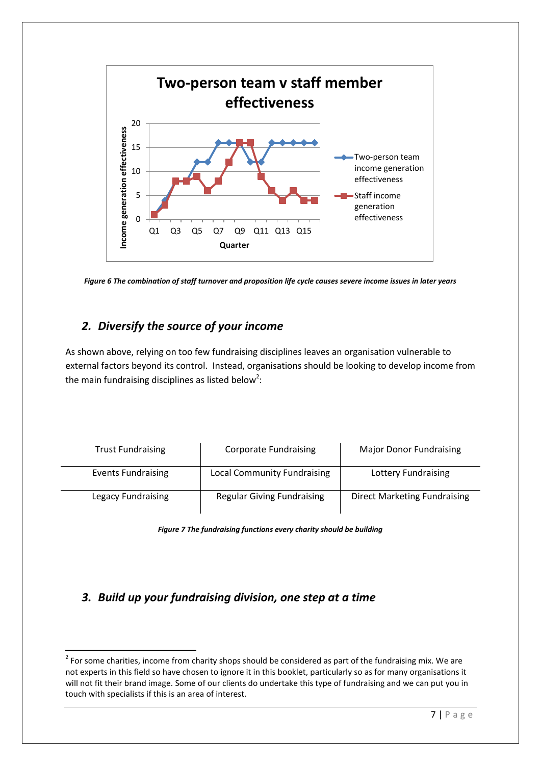Figure 6 The combination of staff turnover and proposition life cycle causes severe income issues in later years

## *2. Diversify the source of your income*

As shown above, relying on too few fundraising disciplines leaves an organisation vulnerable to external factors beyond its control. Instead, organisations should be looking to develop income from the main fundraising disciplines as listed below[2]:

| Trust Fundraising | Corporate Fundraising | Major Donor Fundraising |
|---|---|---|
| Events Fundraising | Local Community Fundraising | Lottery Fundraising |
| Legacy Fundraising | Regular Giving Fundraising | Direct Marketing Fundraising |

*Figure 7 The fundraising functions every charity should be building*

## *3. Build up your fundraising division, one step at a time*

[2] For some charities, income from charity shops should be considered as part of the fundraising mix. We are not experts in this field so have chosen to ignore it in this booklet, particularly so as for many organisations it will not fit their brand image. Some of our clients do undertake this type of fundraising and we can put you in touch with specialists if this is an area of interest.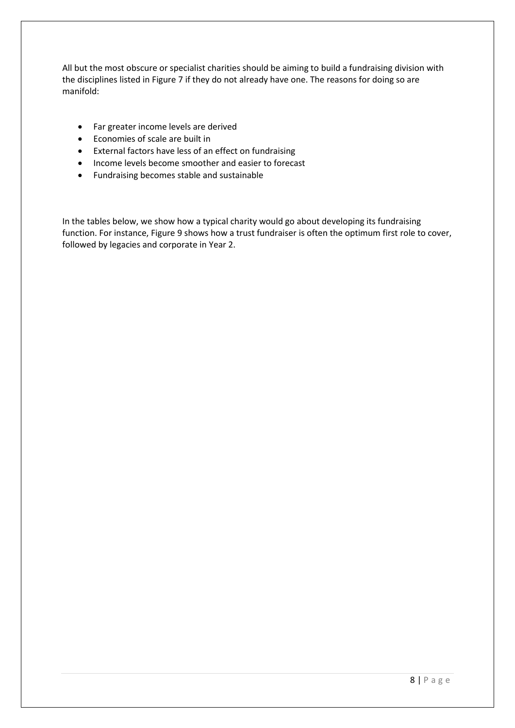All but the most obscure or specialist charities should be aiming to build a fundraising division with the disciplines listed in Figure 7 if they do not already have one. The reasons for doing so are manifold:

- Far greater income levels are derived
- Economies of scale are built in
- External factors have less of an effect on fundraising
- Income levels become smoother and easier to forecast
- Fundraising becomes stable and sustainable

In the tables below, we show how a typical charity would go about developing its fundraising function. For instance, Figure 9 shows how a trust fundraiser is often the optimum first role to cover, followed by legacies and corporate in Year 2.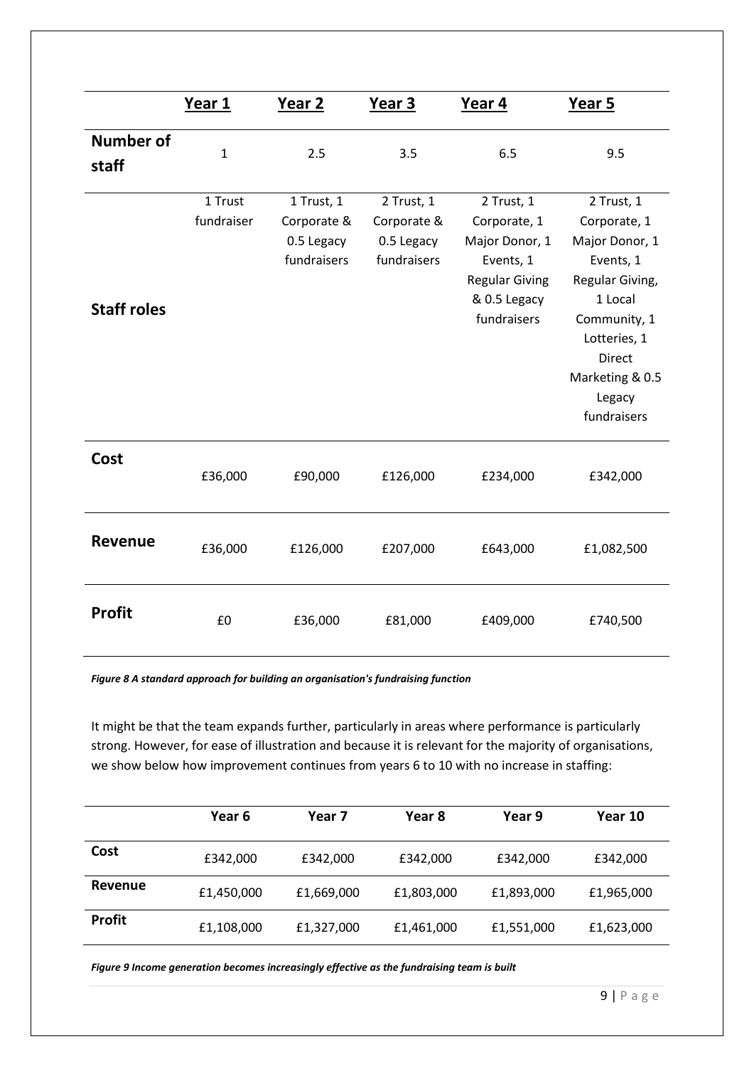| | Year 1 | Year 2 | Year 3 | Year 4 | Year 5 |
|---|---|---|---|---|---|
| **Number of staff** | 1 | 2.5 | 3.5 | 6.5 | 9.5 |
| **Staff roles** | 1 Trust fundraiser | 1 Trust, 1 Corporate & 0.5 Legacy fundraisers | 2 Trust, 1 Corporate & 0.5 Legacy fundraisers | 2 Trust, 1 Corporate, 1 Major Donor, 1 Events, 1 Regular Giving & 0.5 Legacy fundraisers | 2 Trust, 1 Corporate, 1 Major Donor, 1 Events, 1 Regular Giving, 1 Local Community, 1 Lotteries, 1 Direct Marketing & 0.5 Legacy fundraisers |
| **Cost** | £36,000 | £90,000 | £126,000 | £234,000 | £342,000 |
| **Revenue** | £36,000 | £126,000 | £207,000 | £643,000 | £1,082,500 |
| **Profit** | £0 | £36,000 | £81,000 | £409,000 | £740,500 |

***Figure 8 A standard approach for building an organisation's fundraising function***

It might be that the team expands further, particularly in areas where performance is particularly strong. However, for ease of illustration and because it is relevant for the majority of organisations, we show below how improvement continues from years 6 to 10 with no increase in staffing:

| | Year 6 | Year 7 | Year 8 | Year 9 | Year 10 |
|---|---|---|---|---|---|
| **Cost** | £342,000 | £342,000 | £342,000 | £342,000 | £342,000 |
| **Revenue** | £1,450,000 | £1,669,000 | £1,803,000 | £1,893,000 | £1,965,000 |
| **Profit** | £1,108,000 | £1,327,000 | £1,461,000 | £1,551,000 | £1,623,000 |

***Figure 9 Income generation becomes increasingly effective as the fundraising team is built***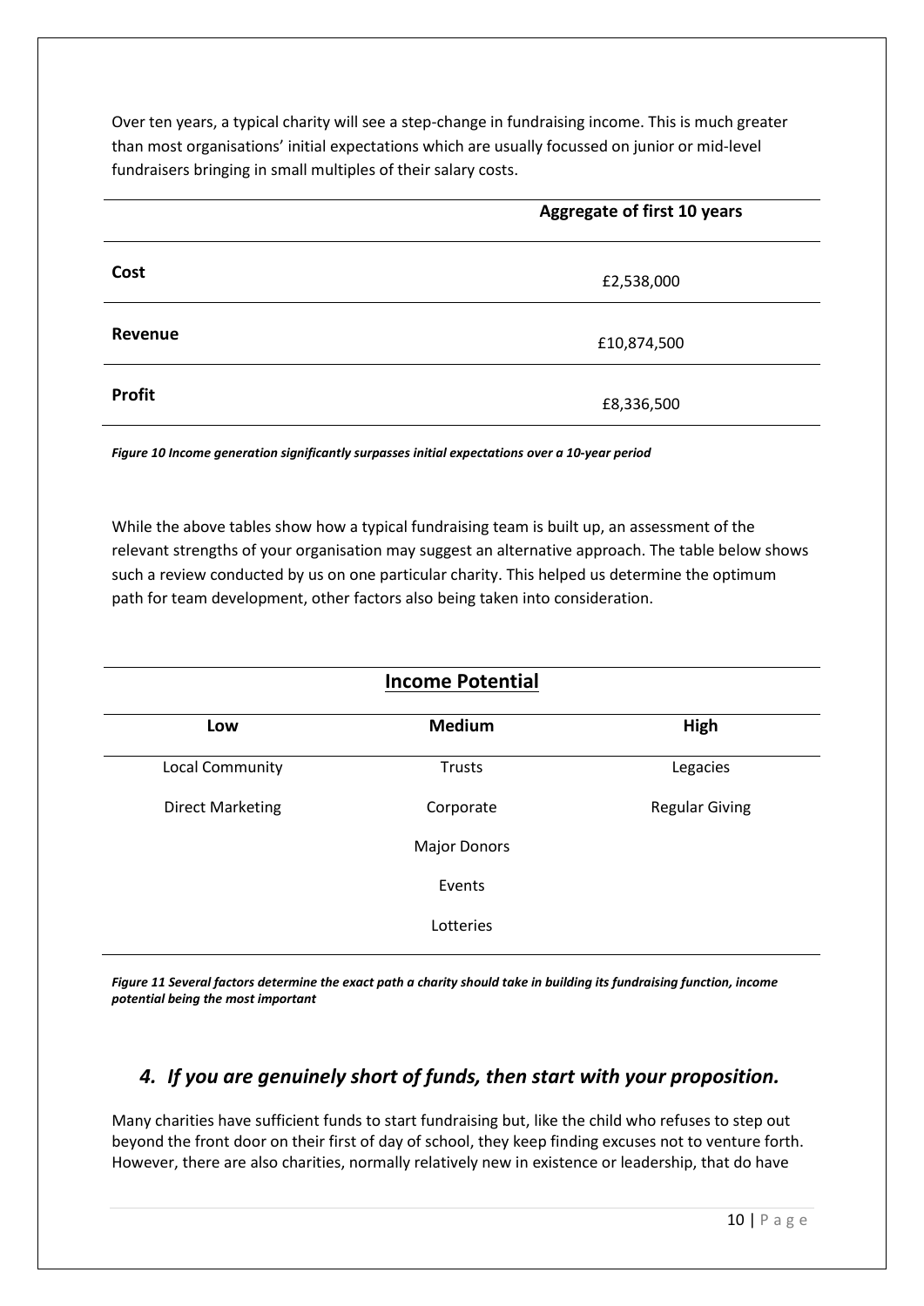Over ten years, a typical charity will see a step-change in fundraising income. This is much greater than most organisations' initial expectations which are usually focussed on junior or mid-level fundraisers bringing in small multiples of their salary costs.

| | Aggregate of first 10 years |
|---|---|
| **Cost** | £2,538,000 |
| **Revenue** | £10,874,500 |
| **Profit** | £8,336,500 |

***Figure 10 Income generation significantly surpasses initial expectations over a 10-year period***

While the above tables show how a typical fundraising team is built up, an assessment of the relevant strengths of your organisation may suggest an alternative approach. The table below shows such a review conducted by us on one particular charity. This helped us determine the optimum path for team development, other factors also being taken into consideration.

| **Income Potential** | | |
|---|---|---|
| **Low** | **Medium** | **High** |
| Local Community | Trusts | Legacies |
| Direct Marketing | Corporate | Regular Giving |
| | Major Donors | |
| | Events | |
| | Lotteries | |

***Figure 11 Several factors determine the exact path a charity should take in building its fundraising function, income potential being the most important***

## *4. If you are genuinely short of funds, then start with your proposition.*

Many charities have sufficient funds to start fundraising but, like the child who refuses to step out beyond the front door on their first of day of school, they keep finding excuses not to venture forth. However, there are also charities, normally relatively new in existence or leadership, that do have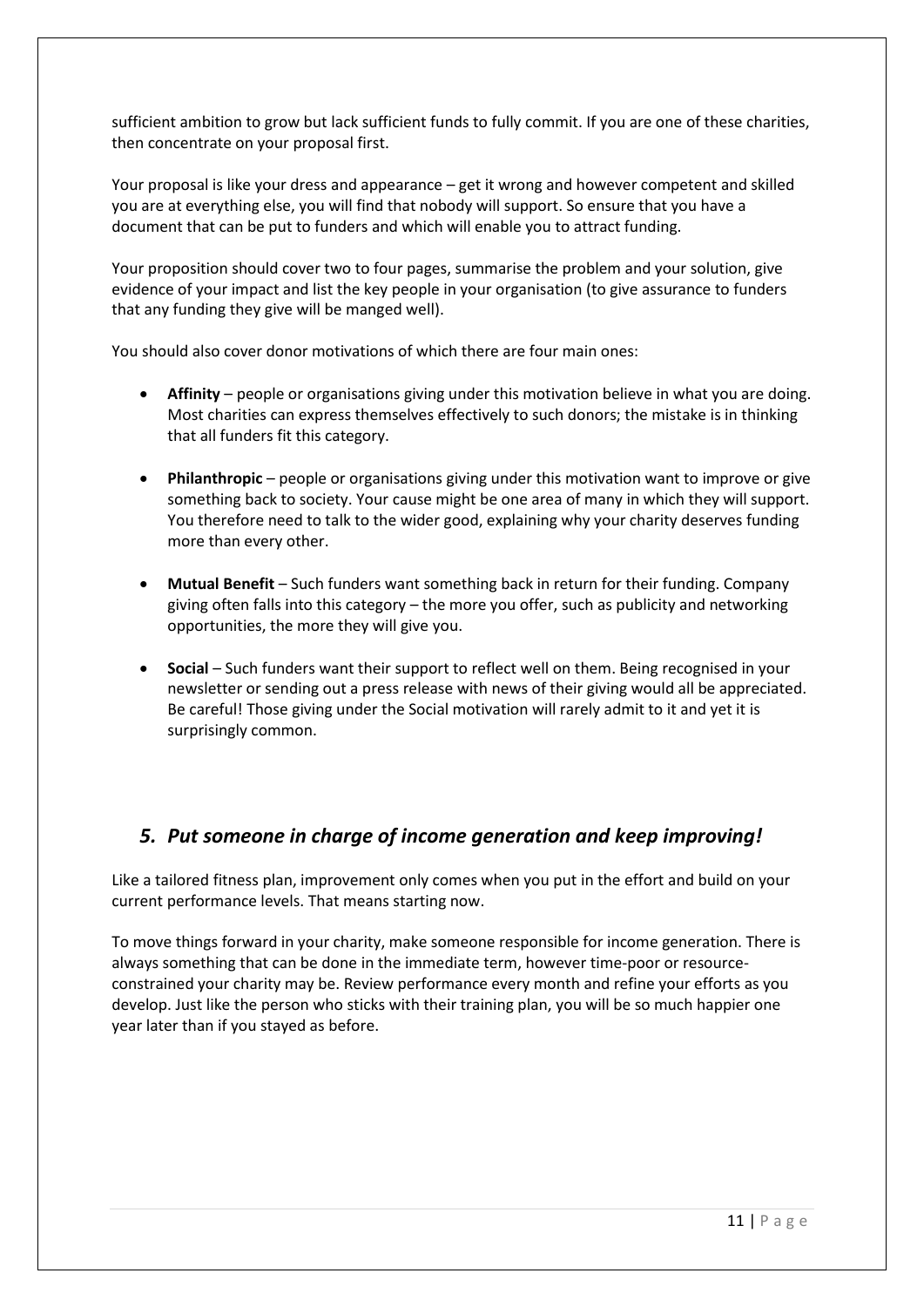sufficient ambition to grow but lack sufficient funds to fully commit. If you are one of these charities, then concentrate on your proposal first.

Your proposal is like your dress and appearance – get it wrong and however competent and skilled you are at everything else, you will find that nobody will support. So ensure that you have a document that can be put to funders and which will enable you to attract funding.

Your proposition should cover two to four pages, summarise the problem and your solution, give evidence of your impact and list the key people in your organisation (to give assurance to funders that any funding they give will be manged well).

You should also cover donor motivations of which there are four main ones:

- **Affinity** – people or organisations giving under this motivation believe in what you are doing. Most charities can express themselves effectively to such donors; the mistake is in thinking that all funders fit this category.
- **Philanthropic** – people or organisations giving under this motivation want to improve or give something back to society. Your cause might be one area of many in which they will support. You therefore need to talk to the wider good, explaining why your charity deserves funding more than every other.
- **Mutual Benefit** – Such funders want something back in return for their funding. Company giving often falls into this category – the more you offer, such as publicity and networking opportunities, the more they will give you.
- **Social** – Such funders want their support to reflect well on them. Being recognised in your newsletter or sending out a press release with news of their giving would all be appreciated. Be careful! Those giving under the Social motivation will rarely admit to it and yet it is surprisingly common.

## *5. Put someone in charge of income generation and keep improving!*

Like a tailored fitness plan, improvement only comes when you put in the effort and build on your current performance levels. That means starting now.

To move things forward in your charity, make someone responsible for income generation. There is always something that can be done in the immediate term, however time-poor or resource-constrained your charity may be. Review performance every month and refine your efforts as you develop. Just like the person who sticks with their training plan, you will be so much happier one year later than if you stayed as before.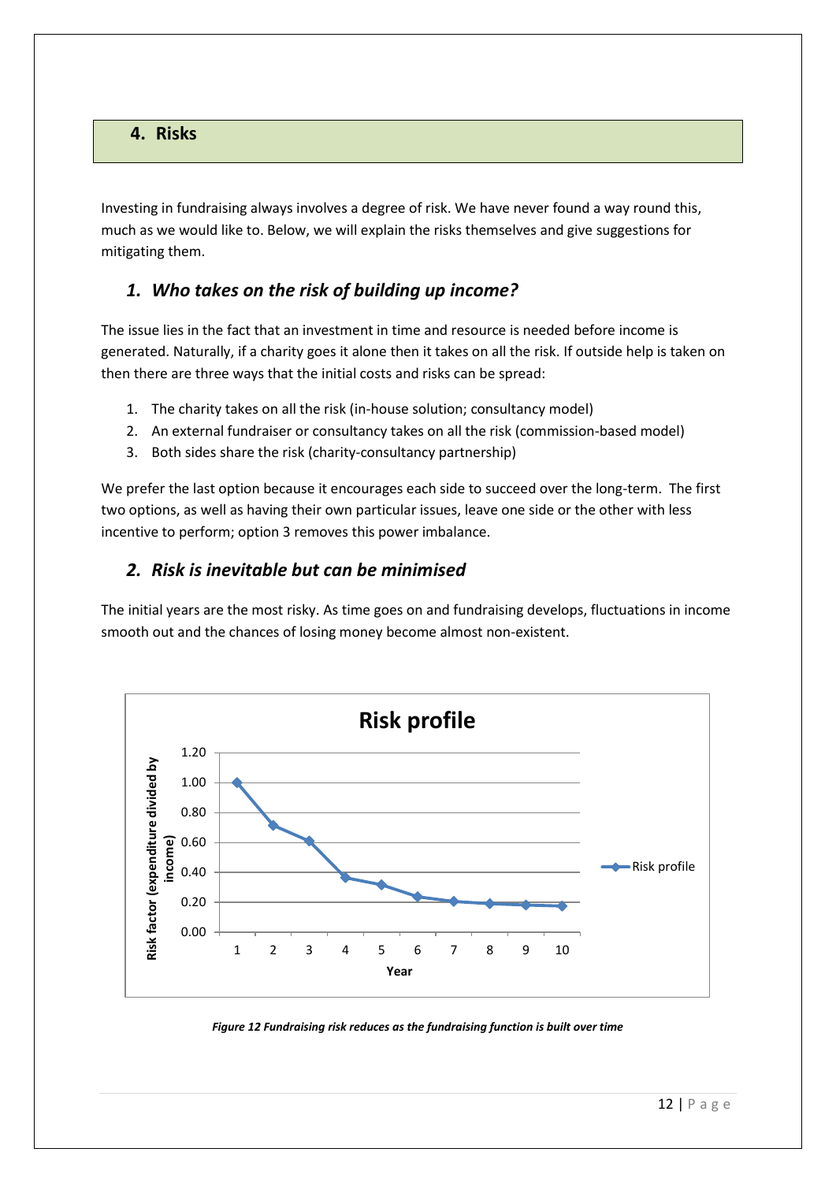## 4. Risks

Investing in fundraising always involves a degree of risk. We have never found a way round this, much as we would like to. Below, we will explain the risks themselves and give suggestions for mitigating them.

### *1. Who takes on the risk of building up income?*

The issue lies in the fact that an investment in time and resource is needed before income is generated. Naturally, if a charity goes it alone then it takes on all the risk. If outside help is taken on then there are three ways that the initial costs and risks can be spread:

1. The charity takes on all the risk (in-house solution; consultancy model)
2. An external fundraiser or consultancy takes on all the risk (commission-based model)
3. Both sides share the risk (charity-consultancy partnership)

We prefer the last option because it encourages each side to succeed over the long-term. The first two options, as well as having their own particular issues, leave one side or the other with less incentive to perform; option 3 removes this power imbalance.

### *2. Risk is inevitable but can be minimised*

The initial years are the most risky. As time goes on and fundraising develops, fluctuations in income smooth out and the chances of losing money become almost non-existent.

***Figure 12 Fundraising risk reduces as the fundraising function is built over time***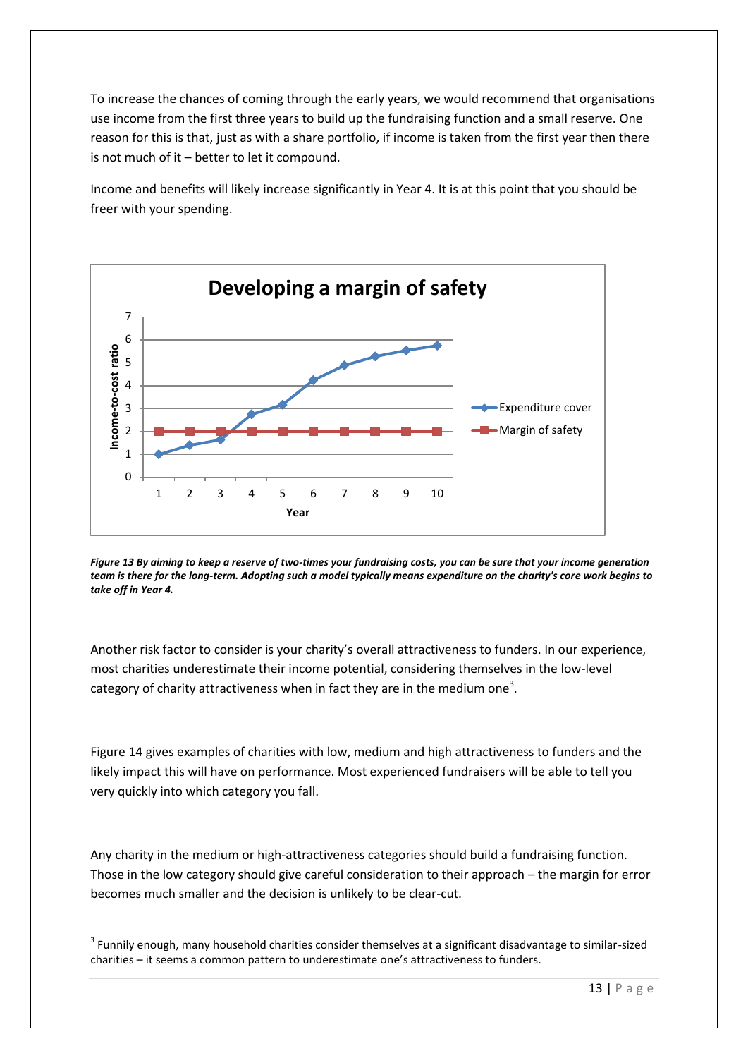To increase the chances of coming through the early years, we would recommend that organisations use income from the first three years to build up the fundraising function and a small reserve. One reason for this is that, just as with a share portfolio, if income is taken from the first year then there is not much of it – better to let it compound.

Income and benefits will likely increase significantly in Year 4. It is at this point that you should be freer with your spending.

***Figure 13 By aiming to keep a reserve of two-times your fundraising costs, you can be sure that your income generation team is there for the long-term. Adopting such a model typically means expenditure on the charity's core work begins to take off in Year 4.***

Another risk factor to consider is your charity's overall attractiveness to funders. In our experience, most charities underestimate their income potential, considering themselves in the low-level category of charity attractiveness when in fact they are in the medium one[3].

Figure 14 gives examples of charities with low, medium and high attractiveness to funders and the likely impact this will have on performance. Most experienced fundraisers will be able to tell you very quickly into which category you fall.

Any charity in the medium or high-attractiveness categories should build a fundraising function. Those in the low category should give careful consideration to their approach – the margin for error becomes much smaller and the decision is unlikely to be clear-cut.

---

[3] Funnily enough, many household charities consider themselves at a significant disadvantage to similar-sized charities – it seems a common pattern to underestimate one's attractiveness to funders.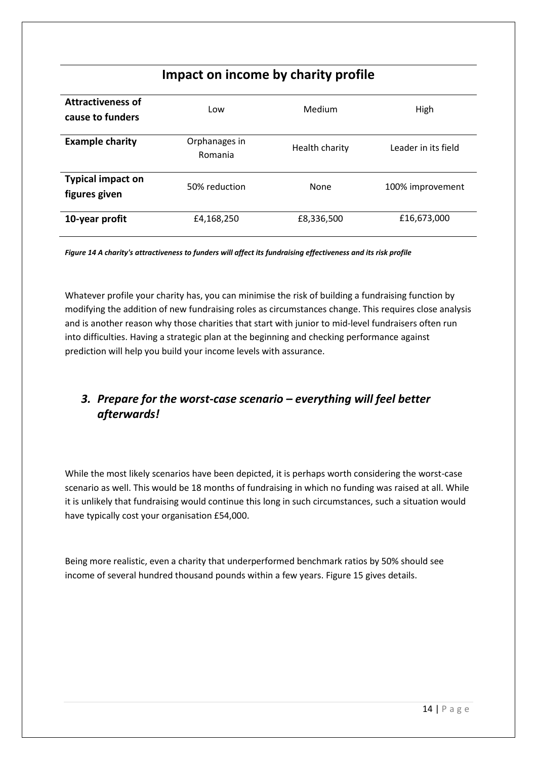| Impact on income by charity profile | | | |
|---|---|---|---|
| **Attractiveness of cause to funders** | Low | Medium | High |
| **Example charity** | Orphanages in Romania | Health charity | Leader in its field |
| **Typical impact on figures given** | 50% reduction | None | 100% improvement |
| **10-year profit** | £4,168,250 | £8,336,500 | £16,673,000 |

***Figure 14 A charity's attractiveness to funders will affect its fundraising effectiveness and its risk profile***

Whatever profile your charity has, you can minimise the risk of building a fundraising function by modifying the addition of new fundraising roles as circumstances change. This requires close analysis and is another reason why those charities that start with junior to mid-level fundraisers often run into difficulties. Having a strategic plan at the beginning and checking performance against prediction will help you build your income levels with assurance.

## *3. Prepare for the worst-case scenario – everything will feel better afterwards!*

While the most likely scenarios have been depicted, it is perhaps worth considering the worst-case scenario as well. This would be 18 months of fundraising in which no funding was raised at all. While it is unlikely that fundraising would continue this long in such circumstances, such a situation would have typically cost your organisation £54,000.

Being more realistic, even a charity that underperformed benchmark ratios by 50% should see income of several hundred thousand pounds within a few years. Figure 15 gives details.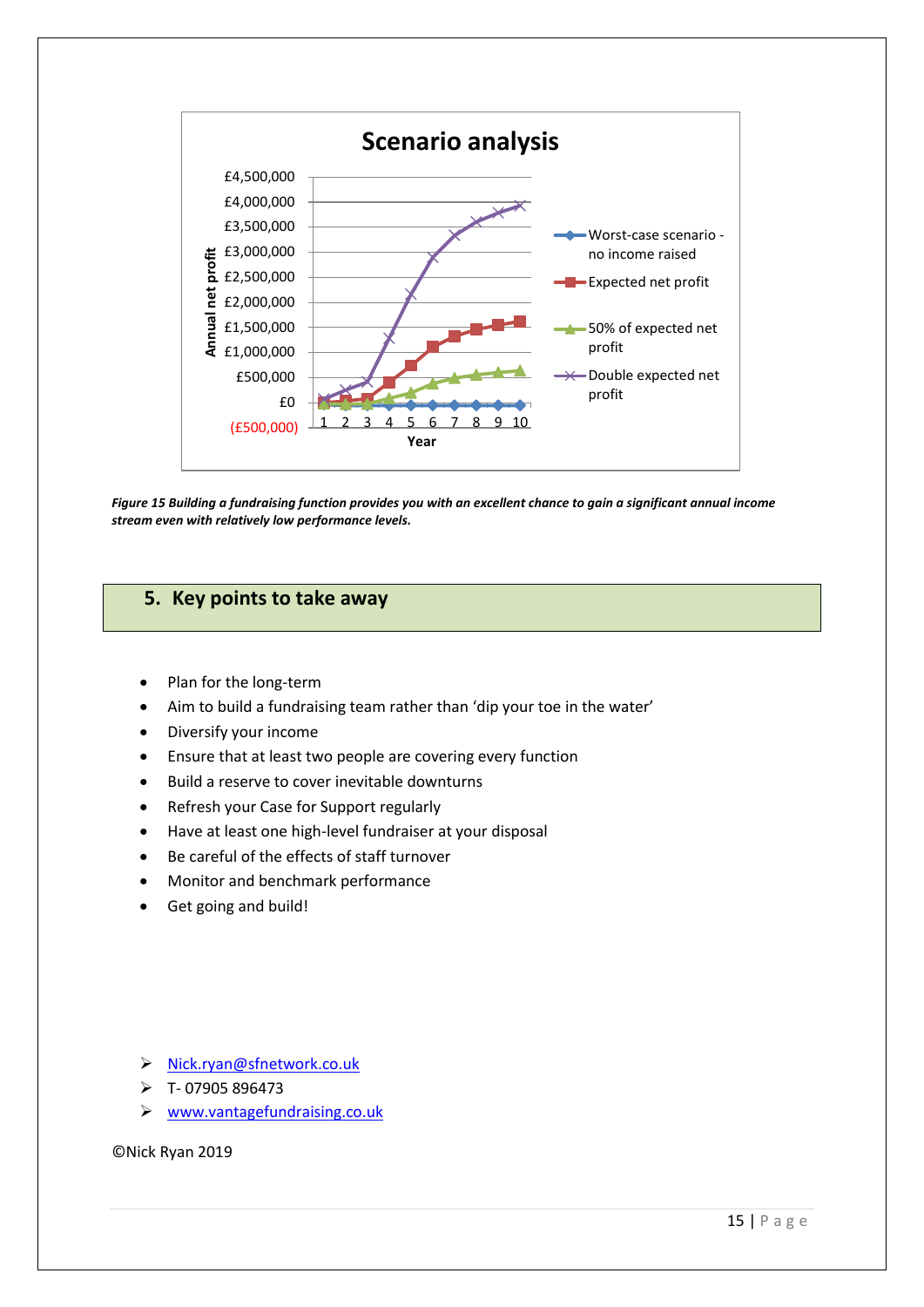Figure 15 Building a fundraising function provides you with an excellent chance to gain a significant annual income stream even with relatively low performance levels.

## 5. Key points to take away

- Plan for the long-term
- Aim to build a fundraising team rather than 'dip your toe in the water'
- Diversify your income
- Ensure that at least two people are covering every function
- Build a reserve to cover inevitable downturns
- Refresh your Case for Support regularly
- Have at least one high-level fundraiser at your disposal
- Be careful of the effects of staff turnover
- Monitor and benchmark performance
- Get going and build!

- Nick.ryan@sfnetwork.co.uk
- T- 07905 896473
- www.vantagefundraising.co.uk

©Nick Ryan 2019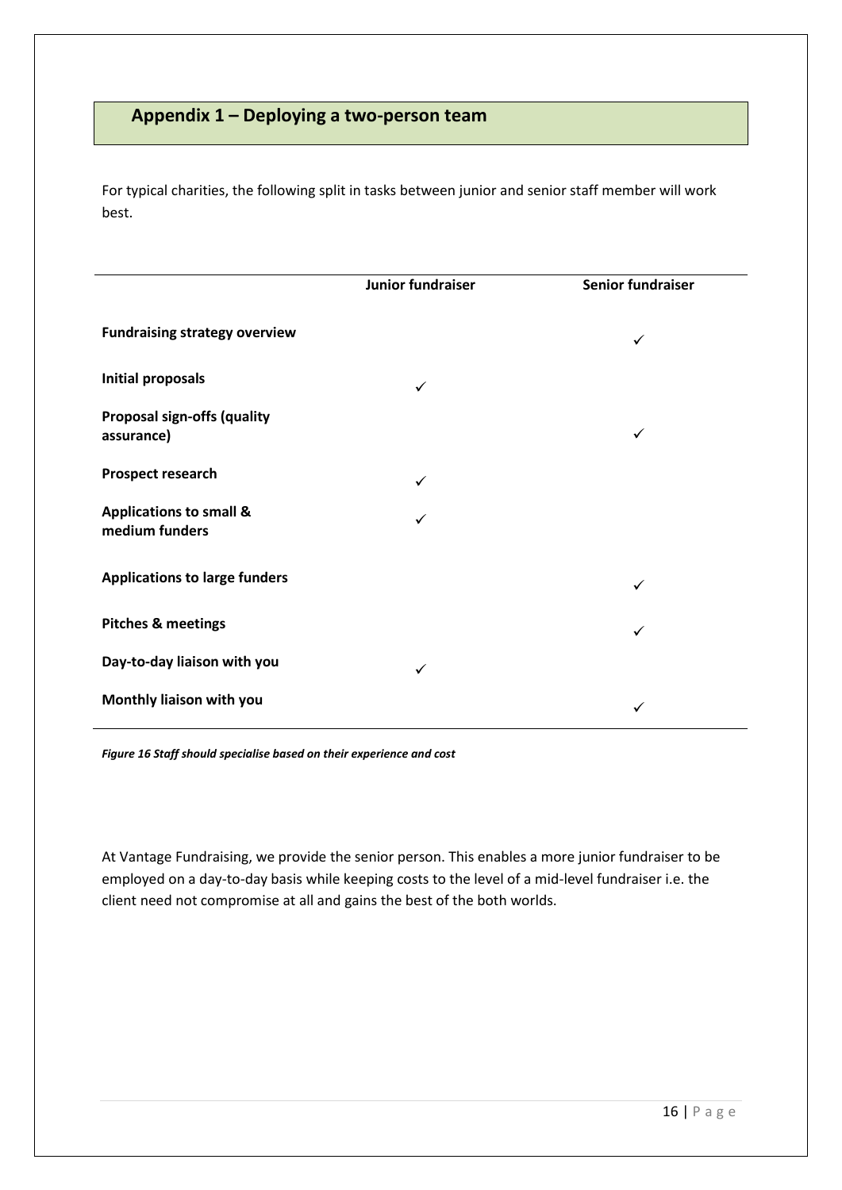## Appendix 1 – Deploying a two-person team

For typical charities, the following split in tasks between junior and senior staff member will work best.

| | Junior fundraiser | Senior fundraiser |
|---|---|---|
| **Fundraising strategy overview** | | ✓ |
| **Initial proposals** | ✓ | |
| **Proposal sign-offs (quality assurance)** | | ✓ |
| **Prospect research** | ✓ | |
| **Applications to small & medium funders** | ✓ | |
| **Applications to large funders** | | ✓ |
| **Pitches & meetings** | | ✓ |
| **Day-to-day liaison with you** | ✓ | |
| **Monthly liaison with you** | | ✓ |

***Figure 16 Staff should specialise based on their experience and cost***

At Vantage Fundraising, we provide the senior person. This enables a more junior fundraiser to be employed on a day-to-day basis while keeping costs to the level of a mid-level fundraiser i.e. the client need not compromise at all and gains the best of the both worlds.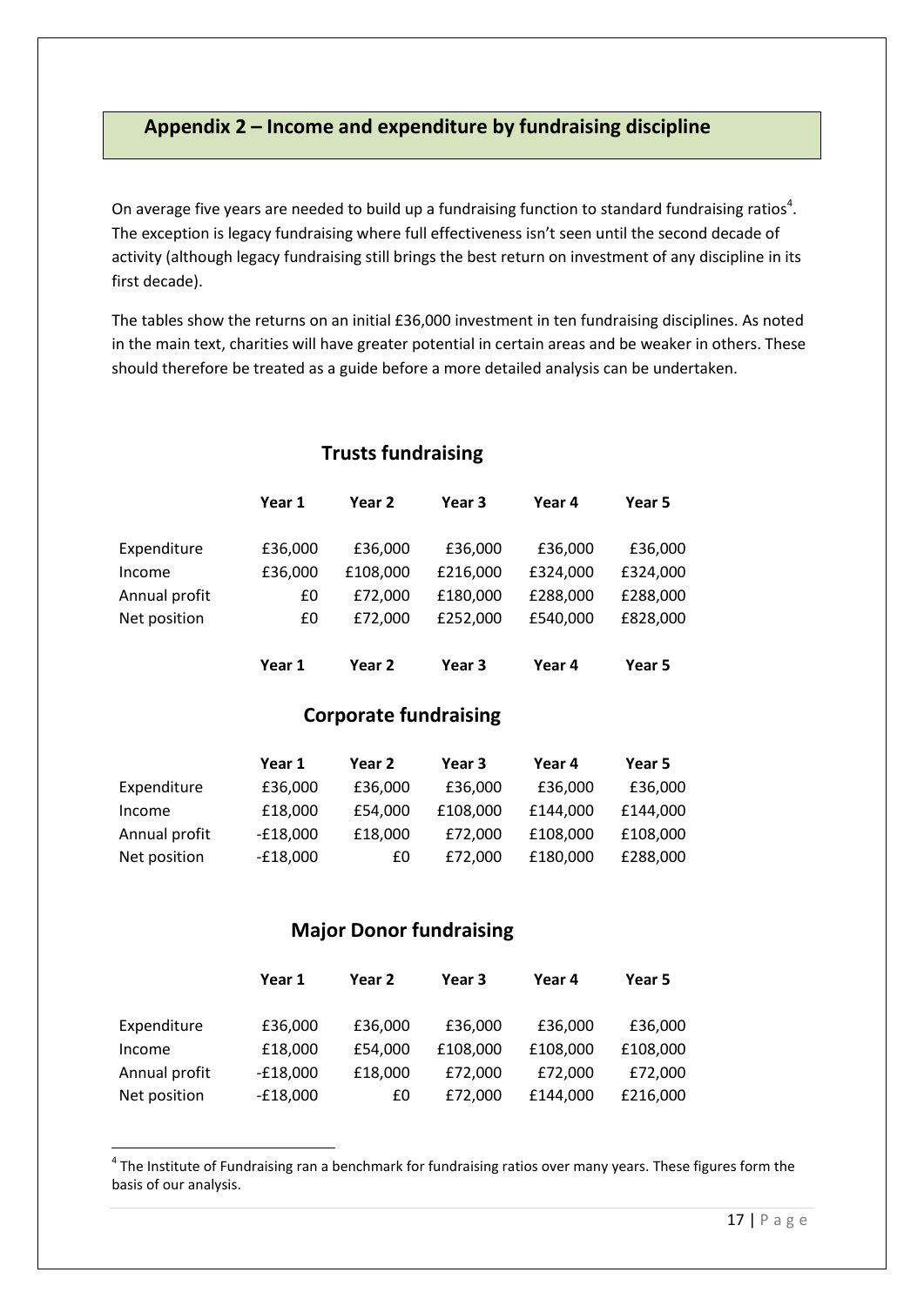## Appendix 2 – Income and expenditure by fundraising discipline

On average five years are needed to build up a fundraising function to standard fundraising ratios[4]. The exception is legacy fundraising where full effectiveness isn't seen until the second decade of activity (although legacy fundraising still brings the best return on investment of any discipline in its first decade).

The tables show the returns on an initial £36,000 investment in ten fundraising disciplines. As noted in the main text, charities will have greater potential in certain areas and be weaker in others. These should therefore be treated as a guide before a more detailed analysis can be undertaken.

### Trusts fundraising

| | Year 1 | Year 2 | Year 3 | Year 4 | Year 5 |
|---|---|---|---|---|---|
| Expenditure | £36,000 | £36,000 | £36,000 | £36,000 | £36,000 |
| Income | £36,000 | £108,000 | £216,000 | £324,000 | £324,000 |
| Annual profit | £0 | £72,000 | £180,000 | £288,000 | £288,000 |
| Net position | £0 | £72,000 | £252,000 | £540,000 | £828,000 |
| | **Year 1** | **Year 2** | **Year 3** | **Year 4** | **Year 5** |

### Corporate fundraising

| | Year 1 | Year 2 | Year 3 | Year 4 | Year 5 |
|---|---|---|---|---|---|
| Expenditure | £36,000 | £36,000 | £36,000 | £36,000 | £36,000 |
| Income | £18,000 | £54,000 | £108,000 | £144,000 | £144,000 |
| Annual profit | -£18,000 | £18,000 | £72,000 | £108,000 | £108,000 |
| Net position | -£18,000 | £0 | £72,000 | £180,000 | £288,000 |

### Major Donor fundraising

| | Year 1 | Year 2 | Year 3 | Year 4 | Year 5 |
|---|---|---|---|---|---|
| Expenditure | £36,000 | £36,000 | £36,000 | £36,000 | £36,000 |
| Income | £18,000 | £54,000 | £108,000 | £108,000 | £108,000 |
| Annual profit | -£18,000 | £18,000 | £72,000 | £72,000 | £72,000 |
| Net position | -£18,000 | £0 | £72,000 | £144,000 | £216,000 |

[4] The Institute of Fundraising ran a benchmark for fundraising ratios over many years. These figures form the basis of our analysis.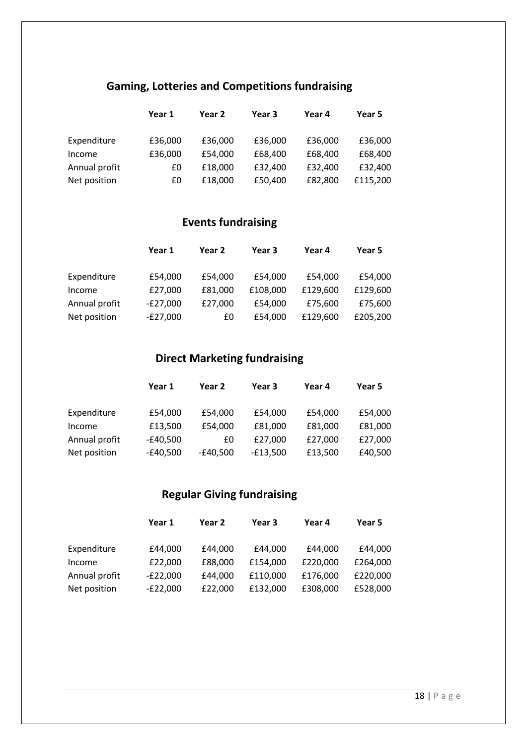## Gaming, Lotteries and Competitions fundraising

| | Year 1 | Year 2 | Year 3 | Year 4 | Year 5 |
|---|---|---|---|---|---|
| Expenditure | £36,000 | £36,000 | £36,000 | £36,000 | £36,000 |
| Income | £36,000 | £54,000 | £68,400 | £68,400 | £68,400 |
| Annual profit | £0 | £18,000 | £32,400 | £32,400 | £32,400 |
| Net position | £0 | £18,000 | £50,400 | £82,800 | £115,200 |

## Events fundraising

| | Year 1 | Year 2 | Year 3 | Year 4 | Year 5 |
|---|---|---|---|---|---|
| Expenditure | £54,000 | £54,000 | £54,000 | £54,000 | £54,000 |
| Income | £27,000 | £81,000 | £108,000 | £129,600 | £129,600 |
| Annual profit | -£27,000 | £27,000 | £54,000 | £75,600 | £75,600 |
| Net position | -£27,000 | £0 | £54,000 | £129,600 | £205,200 |

## Direct Marketing fundraising

| | Year 1 | Year 2 | Year 3 | Year 4 | Year 5 |
|---|---|---|---|---|---|
| Expenditure | £54,000 | £54,000 | £54,000 | £54,000 | £54,000 |
| Income | £13,500 | £54,000 | £81,000 | £81,000 | £81,000 |
| Annual profit | -£40,500 | £0 | £27,000 | £27,000 | £27,000 |
| Net position | -£40,500 | -£40,500 | -£13,500 | £13,500 | £40,500 |

## Regular Giving fundraising

| | Year 1 | Year 2 | Year 3 | Year 4 | Year 5 |
|---|---|---|---|---|---|
| Expenditure | £44,000 | £44,000 | £44,000 | £44,000 | £44,000 |
| Income | £22,000 | £88,000 | £154,000 | £220,000 | £264,000 |
| Annual profit | -£22,000 | £44,000 | £110,000 | £176,000 | £220,000 |
| Net position | -£22,000 | £22,000 | £132,000 | £308,000 | £528,000 |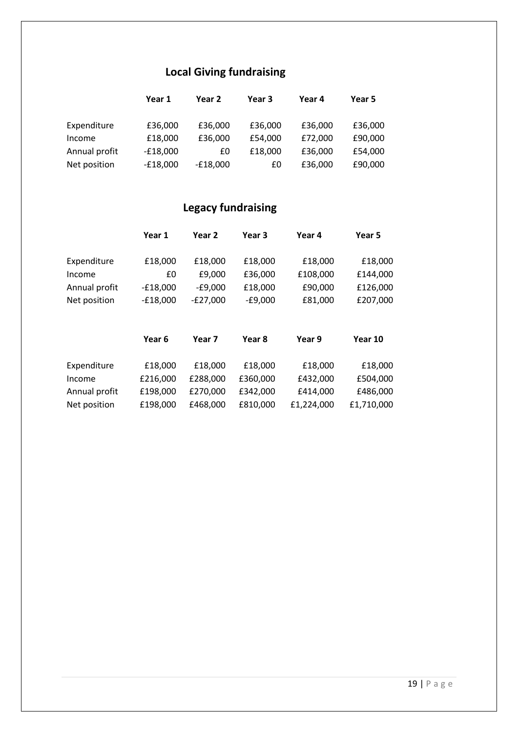## Local Giving fundraising

| | Year 1 | Year 2 | Year 3 | Year 4 | Year 5 |
|---|---|---|---|---|---|
| Expenditure | £36,000 | £36,000 | £36,000 | £36,000 | £36,000 |
| Income | £18,000 | £36,000 | £54,000 | £72,000 | £90,000 |
| Annual profit | -£18,000 | £0 | £18,000 | £36,000 | £54,000 |
| Net position | -£18,000 | -£18,000 | £0 | £36,000 | £90,000 |

## Legacy fundraising

| | Year 1 | Year 2 | Year 3 | Year 4 | Year 5 |
|---|---|---|---|---|---|
| Expenditure | £18,000 | £18,000 | £18,000 | £18,000 | £18,000 |
| Income | £0 | £9,000 | £36,000 | £108,000 | £144,000 |
| Annual profit | -£18,000 | -£9,000 | £18,000 | £90,000 | £126,000 |
| Net position | -£18,000 | -£27,000 | -£9,000 | £81,000 | £207,000 |

| | Year 6 | Year 7 | Year 8 | Year 9 | Year 10 |
|---|---|---|---|---|---|
| Expenditure | £18,000 | £18,000 | £18,000 | £18,000 | £18,000 |
| Income | £216,000 | £288,000 | £360,000 | £432,000 | £504,000 |
| Annual profit | £198,000 | £270,000 | £342,000 | £414,000 | £486,000 |
| Net position | £198,000 | £468,000 | £810,000 | £1,224,000 | £1,710,000 |